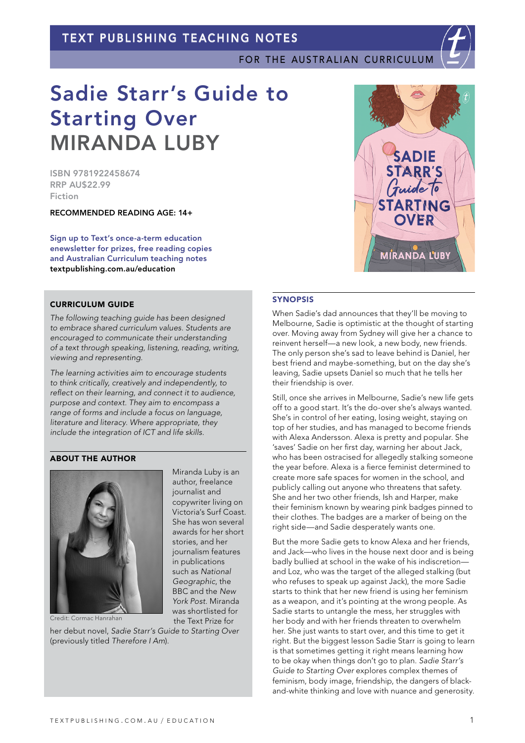TEXT PUBLISHING TEACHING NOTES

FOR THE AUSTRALIAN CURRICULUM

# Sadie Starr's Guide to Starting Over

# MIRANDA LUBY

ISBN 9781922458674
RRP AU$22.99
Fiction

RECOMMENDED READING AGE: 14+

Sign up to Text's once-a-term education enewsletter for prizes, free reading copies and Australian Curriculum teaching notes
textpublishing.com.au/education

## CURRICULUM GUIDE

*The following teaching guide has been designed to embrace shared curriculum values. Students are encouraged to communicate their understanding of a text through speaking, listening, reading, writing, viewing and representing.*

*The learning activities aim to encourage students to think critically, creatively and independently, to reflect on their learning, and connect it to audience, purpose and context. They aim to encompass a range of forms and include a focus on language, literature and literacy. Where appropriate, they include the integration of ICT and life skills.*

## ABOUT THE AUTHOR

Credit: Cormac Hanrahan

Miranda Luby is an author, freelance journalist and copywriter living on Victoria's Surf Coast. She has won several awards for her short stories, and her journalism features in publications such as *National Geographic*, the BBC and the *New York Post*. Miranda was shortlisted for the Text Prize for her debut novel, *Sadie Starr's Guide to Starting Over* (previously titled *Therefore I Am*).

## SYNOPSIS

When Sadie's dad announces that they'll be moving to Melbourne, Sadie is optimistic at the thought of starting over. Moving away from Sydney will give her a chance to reinvent herself—a new look, a new body, new friends. The only person she's sad to leave behind is Daniel, her best friend and maybe-something, but on the day she's leaving, Sadie upsets Daniel so much that he tells her their friendship is over.

Still, once she arrives in Melbourne, Sadie's new life gets off to a good start. It's the do-over she's always wanted. She's in control of her eating, losing weight, staying on top of her studies, and has managed to become friends with Alexa Andersson. Alexa is pretty and popular. She 'saves' Sadie on her first day, warning her about Jack, who has been ostracised for allegedly stalking someone the year before. Alexa is a fierce feminist determined to create more safe spaces for women in the school, and publicly calling out anyone who threatens that safety. She and her two other friends, Ish and Harper, make their feminism known by wearing pink badges pinned to their clothes. The badges are a marker of being on the right side—and Sadie desperately wants one.

But the more Sadie gets to know Alexa and her friends, and Jack—who lives in the house next door and is being badly bullied at school in the wake of his indiscretion—and Loz, who was the target of the alleged stalking (but who refuses to speak up against Jack), the more Sadie starts to think that her new friend is using her feminism as a weapon, and it's pointing at the wrong people. As Sadie starts to untangle the mess, her struggles with her body and with her friends threaten to overwhelm her. She just wants to start over, and this time to get it right. But the biggest lesson Sadie Starr is going to learn is that sometimes getting it right means learning how to be okay when things don't go to plan. *Sadie Starr's Guide to Starting Over* explores complex themes of feminism, body image, friendship, the dangers of black-and-white thinking and love with nuance and generosity.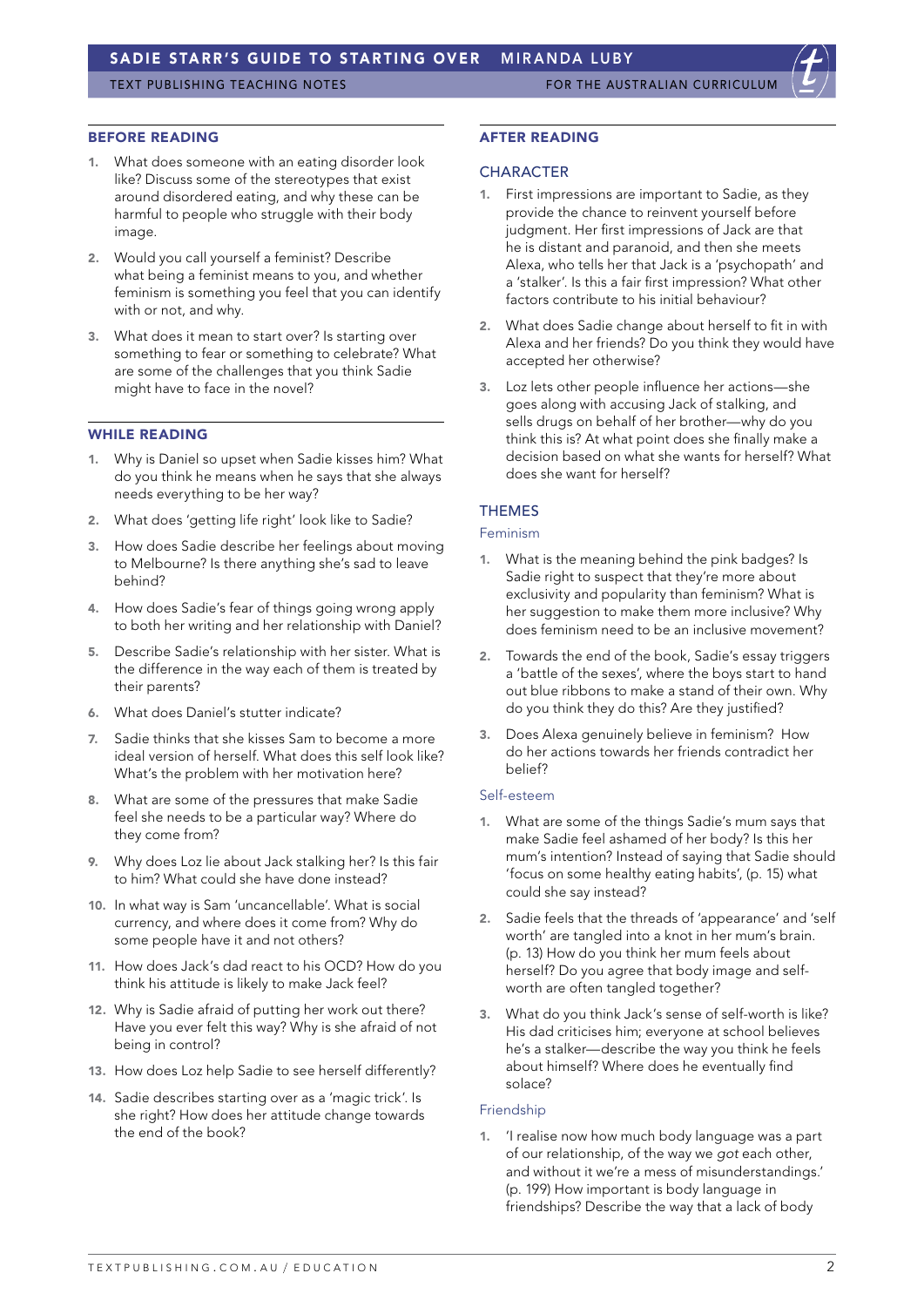## BEFORE READING

1. What does someone with an eating disorder look like? Discuss some of the stereotypes that exist around disordered eating, and why these can be harmful to people who struggle with their body image.
2. Would you call yourself a feminist? Describe what being a feminist means to you, and whether feminism is something you feel that you can identify with or not, and why.
3. What does it mean to start over? Is starting over something to fear or something to celebrate? What are some of the challenges that you think Sadie might have to face in the novel?

## WHILE READING

1. Why is Daniel so upset when Sadie kisses him? What do you think he means when he says that she always needs everything to be her way?
2. What does 'getting life right' look like to Sadie?
3. How does Sadie describe her feelings about moving to Melbourne? Is there anything she's sad to leave behind?
4. How does Sadie's fear of things going wrong apply to both her writing and her relationship with Daniel?
5. Describe Sadie's relationship with her sister. What is the difference in the way each of them is treated by their parents?
6. What does Daniel's stutter indicate?
7. Sadie thinks that she kisses Sam to become a more ideal version of herself. What does this self look like? What's the problem with her motivation here?
8. What are some of the pressures that make Sadie feel she needs to be a particular way? Where do they come from?
9. Why does Loz lie about Jack stalking her? Is this fair to him? What could she have done instead?
10. In what way is Sam 'uncancellable'. What is social currency, and where does it come from? Why do some people have it and not others?
11. How does Jack's dad react to his OCD? How do you think his attitude is likely to make Jack feel?
12. Why is Sadie afraid of putting her work out there? Have you ever felt this way? Why is she afraid of not being in control?
13. How does Loz help Sadie to see herself differently?
14. Sadie describes starting over as a 'magic trick'. Is she right? How does her attitude change towards the end of the book?

## AFTER READING

### CHARACTER

1. First impressions are important to Sadie, as they provide the chance to reinvent yourself before judgment. Her first impressions of Jack are that he is distant and paranoid, and then she meets Alexa, who tells her that Jack is a 'psychopath' and a 'stalker'. Is this a fair first impression? What other factors contribute to his initial behaviour?
2. What does Sadie change about herself to fit in with Alexa and her friends? Do you think they would have accepted her otherwise?
3. Loz lets other people influence her actions—she goes along with accusing Jack of stalking, and sells drugs on behalf of her brother—why do you think this is? At what point does she finally make a decision based on what she wants for herself? What does she want for herself?

### THEMES

#### Feminism

1. What is the meaning behind the pink badges? Is Sadie right to suspect that they're more about exclusivity and popularity than feminism? What is her suggestion to make them more inclusive? Why does feminism need to be an inclusive movement?
2. Towards the end of the book, Sadie's essay triggers a 'battle of the sexes', where the boys start to hand out blue ribbons to make a stand of their own. Why do you think they do this? Are they justified?
3. Does Alexa genuinely believe in feminism? How do her actions towards her friends contradict her belief?

#### Self-esteem

1. What are some of the things Sadie's mum says that make Sadie feel ashamed of her body? Is this her mum's intention? Instead of saying that Sadie should 'focus on some healthy eating habits', (p. 15) what could she say instead?
2. Sadie feels that the threads of 'appearance' and 'self worth' are tangled into a knot in her mum's brain. (p. 13) How do you think her mum feels about herself? Do you agree that body image and self-worth are often tangled together?
3. What do you think Jack's sense of self-worth is like? His dad criticises him; everyone at school believes he's a stalker—describe the way you think he feels about himself. Where does he eventually find solace?

#### Friendship

1. 'I realise now how much body language was a part of our relationship, of the way we *got* each other, and without it we're a mess of misunderstandings.' (p. 199) How important is body language in friendships? Describe the way that a lack of body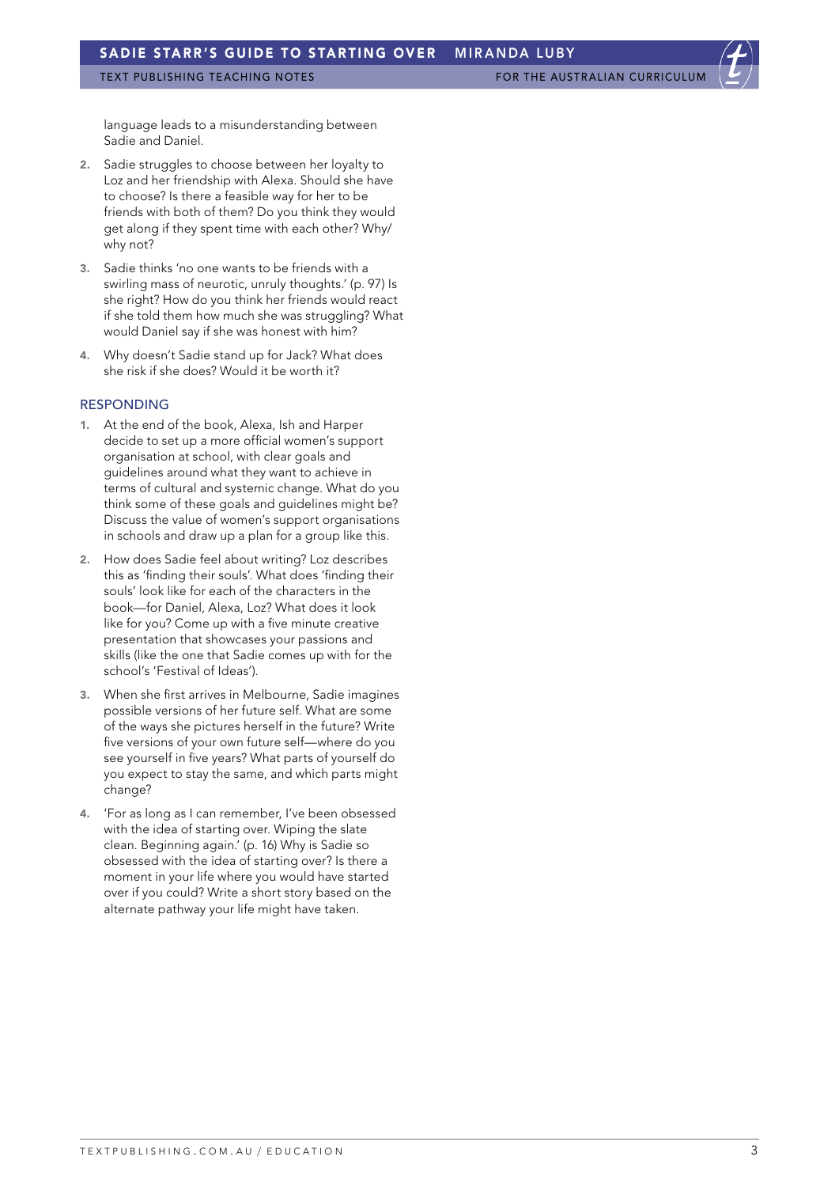language leads to a misunderstanding between Sadie and Daniel.

2. Sadie struggles to choose between her loyalty to Loz and her friendship with Alexa. Should she have to choose? Is there a feasible way for her to be friends with both of them? Do you think they would get along if they spent time with each other? Why/why not?

3. Sadie thinks 'no one wants to be friends with a swirling mass of neurotic, unruly thoughts.' (p. 97) Is she right? How do you think her friends would react if she told them how much she was struggling? What would Daniel say if she was honest with him?

4. Why doesn't Sadie stand up for Jack? What does she risk if she does? Would it be worth it?

## RESPONDING

1. At the end of the book, Alexa, Ish and Harper decide to set up a more official women's support organisation at school, with clear goals and guidelines around what they want to achieve in terms of cultural and systemic change. What do you think some of these goals and guidelines might be? Discuss the value of women's support organisations in schools and draw up a plan for a group like this.

2. How does Sadie feel about writing? Loz describes this as 'finding their souls'. What does 'finding their souls' look like for each of the characters in the book—for Daniel, Alexa, Loz? What does it look like for you? Come up with a five minute creative presentation that showcases your passions and skills (like the one that Sadie comes up with for the school's 'Festival of Ideas').

3. When she first arrives in Melbourne, Sadie imagines possible versions of her future self. What are some of the ways she pictures herself in the future? Write five versions of your own future self—where do you see yourself in five years? What parts of yourself do you expect to stay the same, and which parts might change?

4. 'For as long as I can remember, I've been obsessed with the idea of starting over. Wiping the slate clean. Beginning again.' (p. 16) Why is Sadie so obsessed with the idea of starting over? Is there a moment in your life where you would have started over if you could? Write a short story based on the alternate pathway your life might have taken.